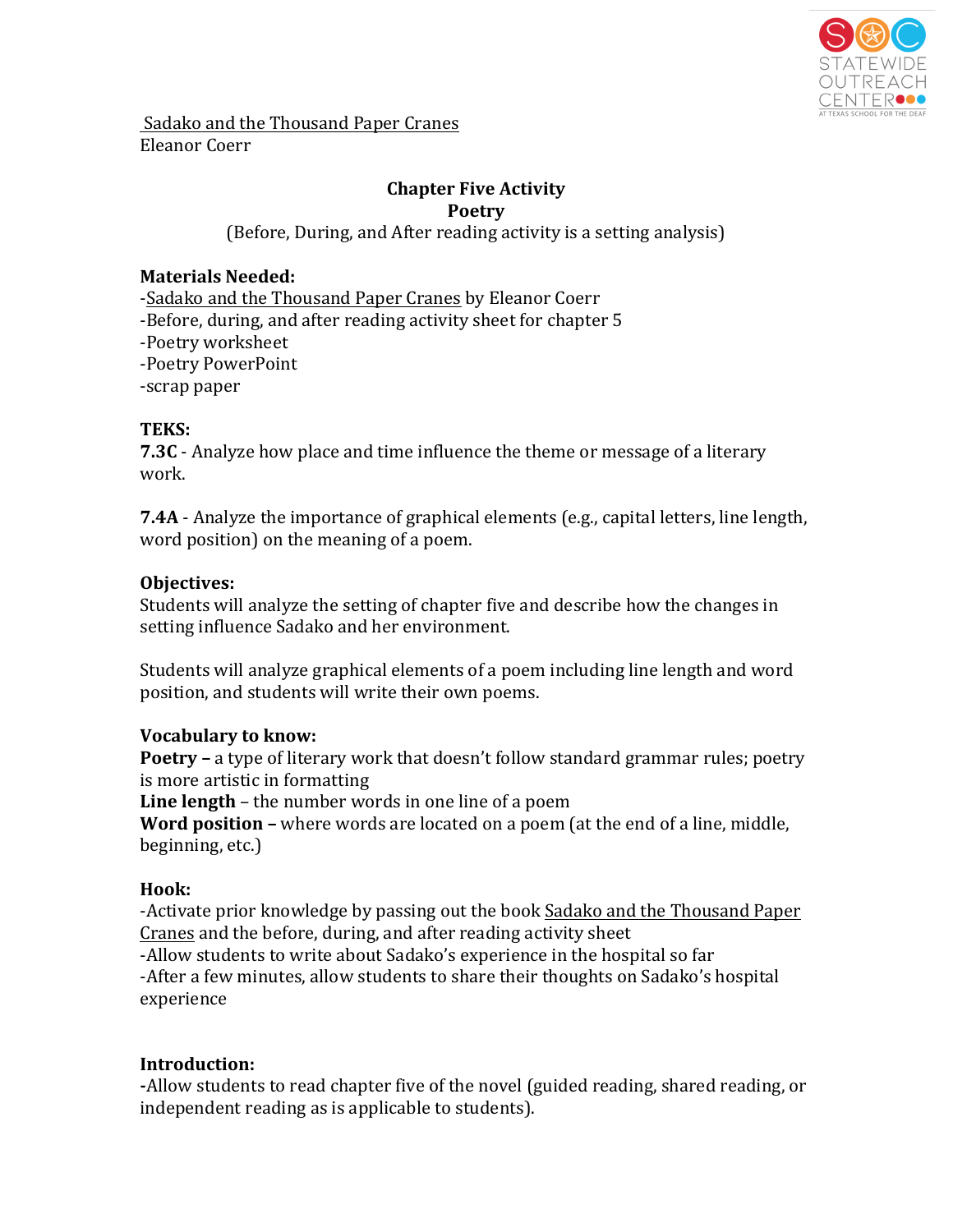Sadako and the Thousand Paper Cranes
Eleanor Coerr

**Chapter Five Activity**
**Poetry**
(Before, During, and After reading activity is a setting analysis)

**Materials Needed:**
-Sadako and the Thousand Paper Cranes by Eleanor Coerr
-Before, during, and after reading activity sheet for chapter 5
-Poetry worksheet
-Poetry PowerPoint
-scrap paper

**TEKS:**
**7.3C** - Analyze how place and time influence the theme or message of a literary work.

**7.4A** - Analyze the importance of graphical elements (e.g., capital letters, line length, word position) on the meaning of a poem.

**Objectives:**
Students will analyze the setting of chapter five and describe how the changes in setting influence Sadako and her environment.

Students will analyze graphical elements of a poem including line length and word position, and students will write their own poems.

**Vocabulary to know:**
**Poetry –** a type of literary work that doesn't follow standard grammar rules; poetry is more artistic in formatting
**Line length** – the number words in one line of a poem
**Word position –** where words are located on a poem (at the end of a line, middle, beginning, etc.)

**Hook:**
-Activate prior knowledge by passing out the book Sadako and the Thousand Paper Cranes and the before, during, and after reading activity sheet
-Allow students to write about Sadako's experience in the hospital so far
-After a few minutes, allow students to share their thoughts on Sadako's hospital experience

**Introduction:**
-Allow students to read chapter five of the novel (guided reading, shared reading, or independent reading as is applicable to students).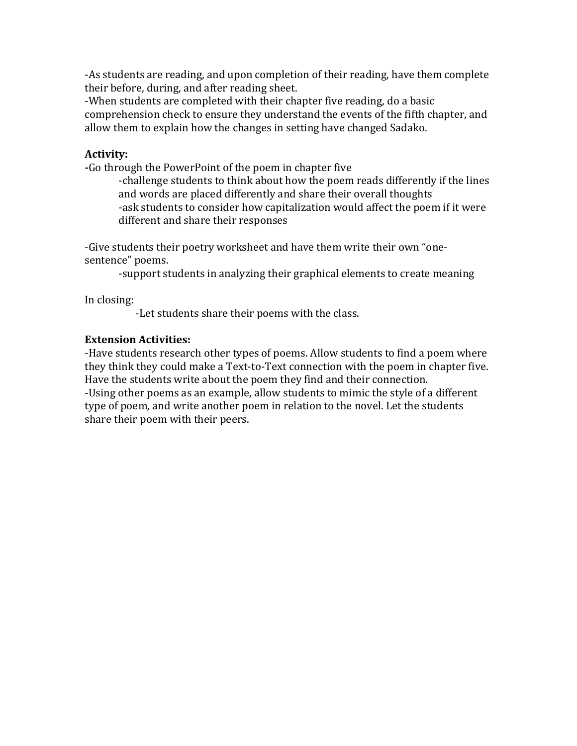-As students are reading, and upon completion of their reading, have them complete their before, during, and after reading sheet.
-When students are completed with their chapter five reading, do a basic comprehension check to ensure they understand the events of the fifth chapter, and allow them to explain how the changes in setting have changed Sadako.

**Activity:**
**-**Go through the PowerPoint of the poem in chapter five

-challenge students to think about how the poem reads differently if the lines and words are placed differently and share their overall thoughts
-ask students to consider how capitalization would affect the poem if it were different and share their responses

-Give students their poetry worksheet and have them write their own "one-sentence" poems.

-support students in analyzing their graphical elements to create meaning

In closing:

-Let students share their poems with the class.

**Extension Activities:**
-Have students research other types of poems. Allow students to find a poem where they think they could make a Text-to-Text connection with the poem in chapter five. Have the students write about the poem they find and their connection.
-Using other poems as an example, allow students to mimic the style of a different type of poem, and write another poem in relation to the novel. Let the students share their poem with their peers.